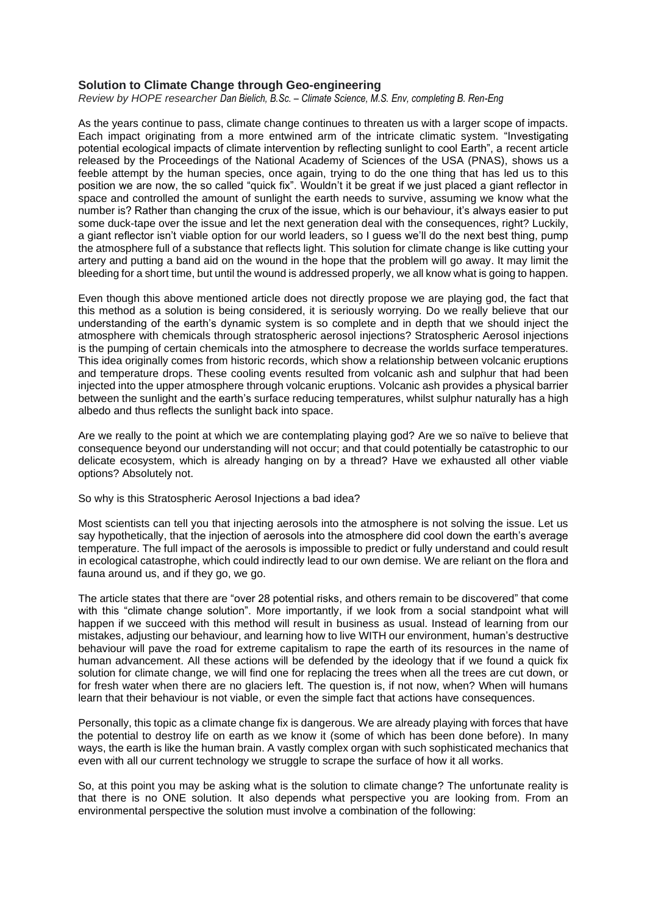### **Solution to Climate Change through Geo-engineering**

*Review by HOPE researcher Dan Bielich, B.Sc. – Climate Science, M.S. Env, completing B. Ren-Eng*

As the years continue to pass, climate change continues to threaten us with a larger scope of impacts. Each impact originating from a more entwined arm of the intricate climatic system. "Investigating potential ecological impacts of climate intervention by reflecting sunlight to cool Earth", a recent article released by the Proceedings of the National Academy of Sciences of the USA (PNAS), shows us a feeble attempt by the human species, once again, trying to do the one thing that has led us to this position we are now, the so called "quick fix". Wouldn't it be great if we just placed a giant reflector in space and controlled the amount of sunlight the earth needs to survive, assuming we know what the number is? Rather than changing the crux of the issue, which is our behaviour, it's always easier to put some duck-tape over the issue and let the next generation deal with the consequences, right? Luckily, a giant reflector isn't viable option for our world leaders, so I guess we'll do the next best thing, pump the atmosphere full of a substance that reflects light. This solution for climate change is like cutting your artery and putting a band aid on the wound in the hope that the problem will go away. It may limit the bleeding for a short time, but until the wound is addressed properly, we all know what is going to happen.

Even though this above mentioned article does not directly propose we are playing god, the fact that this method as a solution is being considered, it is seriously worrying. Do we really believe that our understanding of the earth's dynamic system is so complete and in depth that we should inject the atmosphere with chemicals through stratospheric aerosol injections? Stratospheric Aerosol injections is the pumping of certain chemicals into the atmosphere to decrease the worlds surface temperatures. This idea originally comes from historic records, which show a relationship between volcanic eruptions and temperature drops. These cooling events resulted from volcanic ash and sulphur that had been injected into the upper atmosphere through volcanic eruptions. Volcanic ash provides a physical barrier between the sunlight and the earth's surface reducing temperatures, whilst sulphur naturally has a high albedo and thus reflects the sunlight back into space.

Are we really to the point at which we are contemplating playing god? Are we so naïve to believe that consequence beyond our understanding will not occur; and that could potentially be catastrophic to our delicate ecosystem, which is already hanging on by a thread? Have we exhausted all other viable options? Absolutely not.

So why is this Stratospheric Aerosol Injections a bad idea?

Most scientists can tell you that injecting aerosols into the atmosphere is not solving the issue. Let us say hypothetically, that the injection of aerosols into the atmosphere did cool down the earth's average temperature. The full impact of the aerosols is impossible to predict or fully understand and could result in ecological catastrophe, which could indirectly lead to our own demise. We are reliant on the flora and fauna around us, and if they go, we go.

The article states that there are "over 28 potential risks, and others remain to be discovered" that come with this "climate change solution". More importantly, if we look from a social standpoint what will happen if we succeed with this method will result in business as usual. Instead of learning from our mistakes, adjusting our behaviour, and learning how to live WITH our environment, human's destructive behaviour will pave the road for extreme capitalism to rape the earth of its resources in the name of human advancement. All these actions will be defended by the ideology that if we found a quick fix solution for climate change, we will find one for replacing the trees when all the trees are cut down, or for fresh water when there are no glaciers left. The question is, if not now, when? When will humans learn that their behaviour is not viable, or even the simple fact that actions have consequences.

Personally, this topic as a climate change fix is dangerous. We are already playing with forces that have the potential to destroy life on earth as we know it (some of which has been done before). In many ways, the earth is like the human brain. A vastly complex organ with such sophisticated mechanics that even with all our current technology we struggle to scrape the surface of how it all works.

So, at this point you may be asking what is the solution to climate change? The unfortunate reality is that there is no ONE solution. It also depends what perspective you are looking from. From an environmental perspective the solution must involve a combination of the following: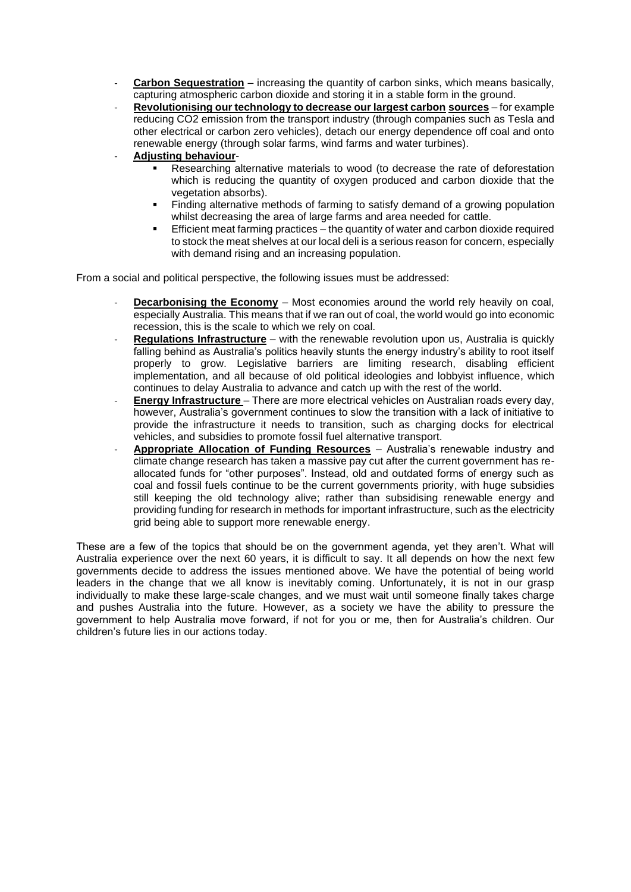- **Carbon Sequestration** – increasing the quantity of carbon sinks, which means basically, capturing atmospheric carbon dioxide and storing it in a stable form in the ground.
- **Revolutionising our technology to decrease our largest carbon sources** – for example reducing CO2 emission from the transport industry (through companies such as Tesla and other electrical or carbon zero vehicles), detach our energy dependence off coal and onto renewable energy (through solar farms, wind farms and water turbines).
- **Adjusting behaviour**-
    - Researching alternative materials to wood (to decrease the rate of deforestation which is reducing the quantity of oxygen produced and carbon dioxide that the vegetation absorbs).
    - Finding alternative methods of farming to satisfy demand of a growing population whilst decreasing the area of large farms and area needed for cattle.
    - Efficient meat farming practices – the quantity of water and carbon dioxide required to stock the meat shelves at our local deli is a serious reason for concern, especially with demand rising and an increasing population.

From a social and political perspective, the following issues must be addressed:

- **Decarbonising the Economy** – Most economies around the world rely heavily on coal, especially Australia. This means that if we ran out of coal, the world would go into economic recession, this is the scale to which we rely on coal.
- **Regulations Infrastructure** – with the renewable revolution upon us, Australia is quickly falling behind as Australia's politics heavily stunts the energy industry's ability to root itself properly to grow. Legislative barriers are limiting research, disabling efficient implementation, and all because of old political ideologies and lobbyist influence, which continues to delay Australia to advance and catch up with the rest of the world.
- **Energy Infrastructure** – There are more electrical vehicles on Australian roads every day, however, Australia's government continues to slow the transition with a lack of initiative to provide the infrastructure it needs to transition, such as charging docks for electrical vehicles, and subsidies to promote fossil fuel alternative transport.
- **Appropriate Allocation of Funding Resources** – Australia's renewable industry and climate change research has taken a massive pay cut after the current government has re-allocated funds for "other purposes". Instead, old and outdated forms of energy such as coal and fossil fuels continue to be the current governments priority, with huge subsidies still keeping the old technology alive; rather than subsidising renewable energy and providing funding for research in methods for important infrastructure, such as the electricity grid being able to support more renewable energy.

These are a few of the topics that should be on the government agenda, yet they aren't. What will Australia experience over the next 60 years, it is difficult to say. It all depends on how the next few governments decide to address the issues mentioned above. We have the potential of being world leaders in the change that we all know is inevitably coming. Unfortunately, it is not in our grasp individually to make these large-scale changes, and we must wait until someone finally takes charge and pushes Australia into the future. However, as a society we have the ability to pressure the government to help Australia move forward, if not for you or me, then for Australia's children. Our children's future lies in our actions today.